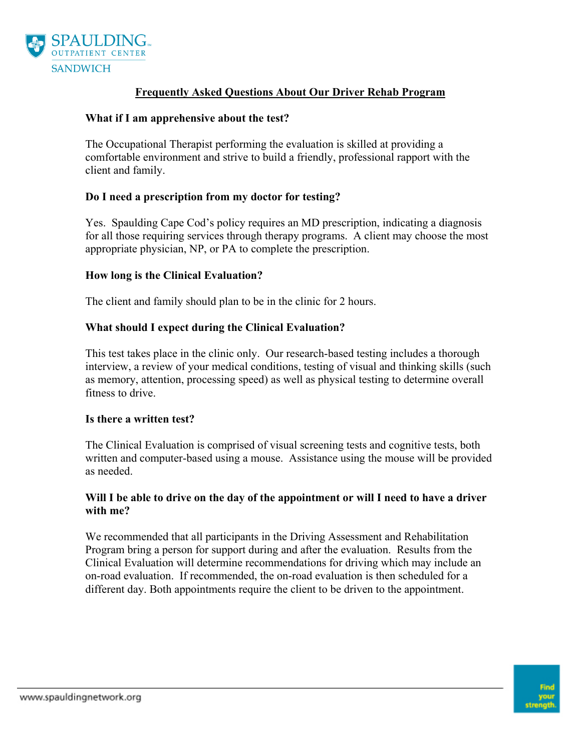SPAULDING OUTPATIENT CENTER
SANDWICH

# Frequently Asked Questions About Our Driver Rehab Program

**What if I am apprehensive about the test?**

The Occupational Therapist performing the evaluation is skilled at providing a comfortable environment and strive to build a friendly, professional rapport with the client and family.

**Do I need a prescription from my doctor for testing?**

Yes. Spaulding Cape Cod's policy requires an MD prescription, indicating a diagnosis for all those requiring services through therapy programs. A client may choose the most appropriate physician, NP, or PA to complete the prescription.

**How long is the Clinical Evaluation?**

The client and family should plan to be in the clinic for 2 hours.

**What should I expect during the Clinical Evaluation?**

This test takes place in the clinic only. Our research-based testing includes a thorough interview, a review of your medical conditions, testing of visual and thinking skills (such as memory, attention, processing speed) as well as physical testing to determine overall fitness to drive.

**Is there a written test?**

The Clinical Evaluation is comprised of visual screening tests and cognitive tests, both written and computer-based using a mouse. Assistance using the mouse will be provided as needed.

**Will I be able to drive on the day of the appointment or will I need to have a driver with me?**

We recommended that all participants in the Driving Assessment and Rehabilitation Program bring a person for support during and after the evaluation. Results from the Clinical Evaluation will determine recommendations for driving which may include an on-road evaluation. If recommended, the on-road evaluation is then scheduled for a different day. Both appointments require the client to be driven to the appointment.

www.spauldingnetwork.org

Find your strength.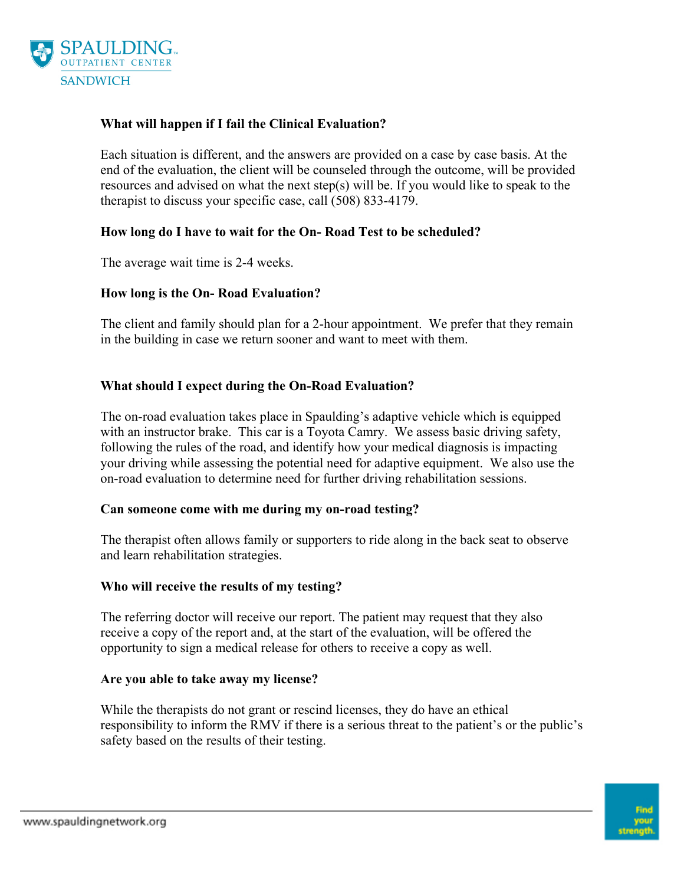**What will happen if I fail the Clinical Evaluation?**

Each situation is different, and the answers are provided on a case by case basis. At the end of the evaluation, the client will be counseled through the outcome, will be provided resources and advised on what the next step(s) will be. If you would like to speak to the therapist to discuss your specific case, call (508) 833-4179.

**How long do I have to wait for the On- Road Test to be scheduled?**

The average wait time is 2-4 weeks.

**How long is the On- Road Evaluation?**

The client and family should plan for a 2-hour appointment. We prefer that they remain in the building in case we return sooner and want to meet with them.

**What should I expect during the On-Road Evaluation?**

The on-road evaluation takes place in Spaulding's adaptive vehicle which is equipped with an instructor brake. This car is a Toyota Camry. We assess basic driving safety, following the rules of the road, and identify how your medical diagnosis is impacting your driving while assessing the potential need for adaptive equipment. We also use the on-road evaluation to determine need for further driving rehabilitation sessions.

**Can someone come with me during my on-road testing?**

The therapist often allows family or supporters to ride along in the back seat to observe and learn rehabilitation strategies.

**Who will receive the results of my testing?**

The referring doctor will receive our report. The patient may request that they also receive a copy of the report and, at the start of the evaluation, will be offered the opportunity to sign a medical release for others to receive a copy as well.

**Are you able to take away my license?**

While the therapists do not grant or rescind licenses, they do have an ethical responsibility to inform the RMV if there is a serious threat to the patient's or the public's safety based on the results of their testing.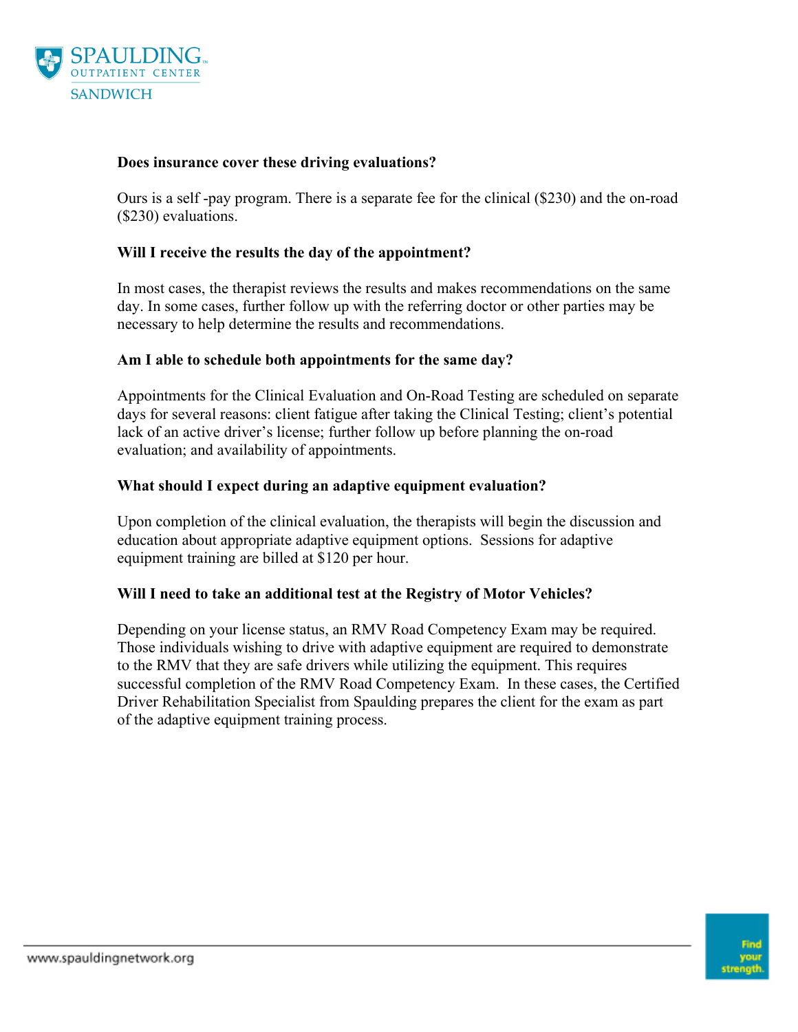**Does insurance cover these driving evaluations?**

Ours is a self -pay program. There is a separate fee for the clinical ($230) and the on-road ($230) evaluations.

**Will I receive the results the day of the appointment?**

In most cases, the therapist reviews the results and makes recommendations on the same day. In some cases, further follow up with the referring doctor or other parties may be necessary to help determine the results and recommendations.

**Am I able to schedule both appointments for the same day?**

Appointments for the Clinical Evaluation and On-Road Testing are scheduled on separate days for several reasons: client fatigue after taking the Clinical Testing; client's potential lack of an active driver's license; further follow up before planning the on-road evaluation; and availability of appointments.

**What should I expect during an adaptive equipment evaluation?**

Upon completion of the clinical evaluation, the therapists will begin the discussion and education about appropriate adaptive equipment options. Sessions for adaptive equipment training are billed at $120 per hour.

**Will I need to take an additional test at the Registry of Motor Vehicles?**

Depending on your license status, an RMV Road Competency Exam may be required. Those individuals wishing to drive with adaptive equipment are required to demonstrate to the RMV that they are safe drivers while utilizing the equipment. This requires successful completion of the RMV Road Competency Exam. In these cases, the Certified Driver Rehabilitation Specialist from Spaulding prepares the client for the exam as part of the adaptive equipment training process.